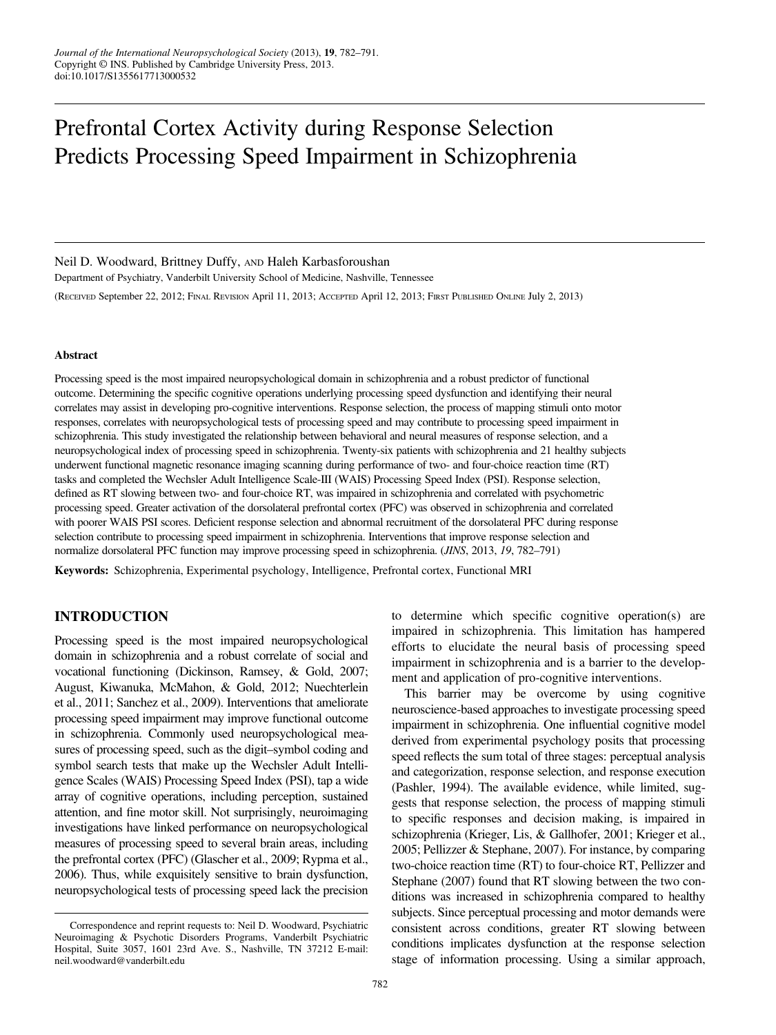# Prefrontal Cortex Activity during Response Selection Predicts Processing Speed Impairment in Schizophrenia

Neil D. Woodward, Brittney Duffy, and Haleh Karbasforoushan

Department of Psychiatry, Vanderbilt University School of Medicine, Nashville, Tennessee

(Received September 22, 2012; Final Revision April 11, 2013; Accepted April 12, 2013; First Published Online July 2, 2013)

#### Abstract

Processing speed is the most impaired neuropsychological domain in schizophrenia and a robust predictor of functional outcome. Determining the specific cognitive operations underlying processing speed dysfunction and identifying their neural correlates may assist in developing pro-cognitive interventions. Response selection, the process of mapping stimuli onto motor responses, correlates with neuropsychological tests of processing speed and may contribute to processing speed impairment in schizophrenia. This study investigated the relationship between behavioral and neural measures of response selection, and a neuropsychological index of processing speed in schizophrenia. Twenty-six patients with schizophrenia and 21 healthy subjects underwent functional magnetic resonance imaging scanning during performance of two- and four-choice reaction time (RT) tasks and completed the Wechsler Adult Intelligence Scale-III (WAIS) Processing Speed Index (PSI). Response selection, defined as RT slowing between two- and four-choice RT, was impaired in schizophrenia and correlated with psychometric processing speed. Greater activation of the dorsolateral prefrontal cortex (PFC) was observed in schizophrenia and correlated with poorer WAIS PSI scores. Deficient response selection and abnormal recruitment of the dorsolateral PFC during response selection contribute to processing speed impairment in schizophrenia. Interventions that improve response selection and normalize dorsolateral PFC function may improve processing speed in schizophrenia. (*JINS*, 2013, *19*, 782–791)

**Keywords:** Schizophrenia, Experimental psychology, Intelligence, Prefrontal cortex, Functional MRI

## INTRODUCTION

Processing speed is the most impaired neuropsychological domain in schizophrenia and a robust correlate of social and vocational functioning (Dickinson, Ramsey, & Gold, 2007; August, Kiwanuka, McMahon, & Gold, 2012; Nuechterlein et al., 2011; Sanchez et al., 2009). Interventions that ameliorate processing speed impairment may improve functional outcome in schizophrenia. Commonly used neuropsychological measures of processing speed, such as the digit–symbol coding and symbol search tests that make up the Wechsler Adult Intelligence Scales (WAIS) Processing Speed Index (PSI), tap a wide array of cognitive operations, including perception, sustained attention, and fine motor skill. Not surprisingly, neuroimaging investigations have linked performance on neuropsychological measures of processing speed to several brain areas, including the prefrontal cortex (PFC) (Glascher et al., 2009; Rypma et al., 2006). Thus, while exquisitely sensitive to brain dysfunction, neuropsychological tests of processing speed lack the precision to determine which specific cognitive operation(s) are impaired in schizophrenia. This limitation has hampered efforts to elucidate the neural basis of processing speed impairment in schizophrenia and is a barrier to the development and application of pro-cognitive interventions.

This barrier may be overcome by using cognitive neuroscience-based approaches to investigate processing speed impairment in schizophrenia. One influential cognitive model derived from experimental psychology posits that processing speed reflects the sum total of three stages: perceptual analysis and categorization, response selection, and response execution (Pashler, 1994). The available evidence, while limited, suggests that response selection, the process of mapping stimuli to specific responses and decision making, is impaired in schizophrenia (Krieger, Lis, & Gallhofer, 2001; Krieger et al., 2005; Pellizzer & Stephane, 2007). For instance, by comparing two-choice reaction time (RT) to four-choice RT, Pellizzer and Stephane (2007) found that RT slowing between the two conditions was increased in schizophrenia compared to healthy subjects. Since perceptual processing and motor demands were consistent across conditions, greater RT slowing between conditions implicates dysfunction at the response selection stage of information processing. Using a similar approach,

Correspondence and reprint requests to: Neil D. Woodward, Psychiatric Neuroimaging & Psychotic Disorders Programs, Vanderbilt Psychiatric Hospital, Suite 3057, 1601 23rd Ave. S., Nashville, TN 37212 E-mail: neil.woodward@vanderbilt.edu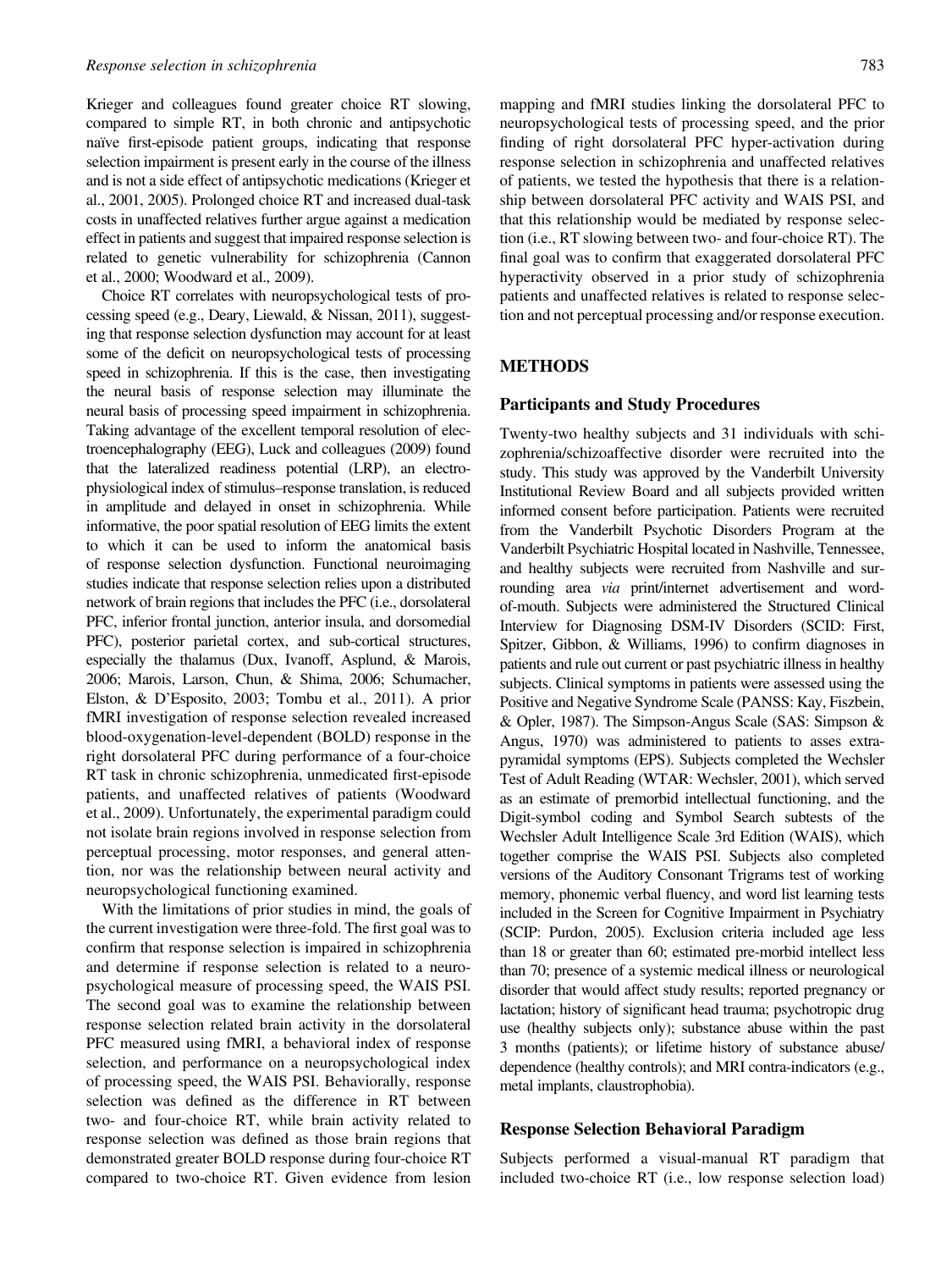Krieger and colleagues found greater choice RT slowing, compared to simple RT, in both chronic and antipsychotic naïve first-episode patient groups, indicating that response selection impairment is present early in the course of the illness and is not a side effect of antipsychotic medications (Krieger et al., 2001, 2005). Prolonged choice RT and increased dual-task costs in unaffected relatives further argue against a medication effect in patients and suggest that impaired response selection is related to genetic vulnerability for schizophrenia (Cannon et al., 2000; Woodward et al., 2009).

Choice RT correlates with neuropsychological tests of processing speed (e.g., Deary, Liewald, & Nissan, 2011), suggesting that response selection dysfunction may account for at least some of the deficit on neuropsychological tests of processing speed in schizophrenia. If this is the case, then investigating the neural basis of response selection may illuminate the neural basis of processing speed impairment in schizophrenia. Taking advantage of the excellent temporal resolution of electroencephalography (EEG), Luck and colleagues (2009) found that the lateralized readiness potential (LRP), an electrophysiological index of stimulus–response translation, is reduced in amplitude and delayed in onset in schizophrenia. While informative, the poor spatial resolution of EEG limits the extent to which it can be used to inform the anatomical basis of response selection dysfunction. Functional neuroimaging studies indicate that response selection relies upon a distributed network of brain regions that includes the PFC (i.e., dorsolateral PFC, inferior frontal junction, anterior insula, and dorsomedial PFC), posterior parietal cortex, and sub-cortical structures, especially the thalamus (Dux, Ivanoff, Asplund, & Marois, 2006; Marois, Larson, Chun, & Shima, 2006; Schumacher, Elston, & D'Esposito, 2003; Tombu et al., 2011). A prior fMRI investigation of response selection revealed increased blood-oxygenation-level-dependent (BOLD) response in the right dorsolateral PFC during performance of a four-choice RT task in chronic schizophrenia, unmedicated first-episode patients, and unaffected relatives of patients (Woodward et al., 2009). Unfortunately, the experimental paradigm could not isolate brain regions involved in response selection from perceptual processing, motor responses, and general attention, nor was the relationship between neural activity and neuropsychological functioning examined.

With the limitations of prior studies in mind, the goals of the current investigation were three-fold. The first goal was to confirm that response selection is impaired in schizophrenia and determine if response selection is related to a neuropsychological measure of processing speed, the WAIS PSI. The second goal was to examine the relationship between response selection related brain activity in the dorsolateral PFC measured using fMRI, a behavioral index of response selection, and performance on a neuropsychological index of processing speed, the WAIS PSI. Behaviorally, response selection was defined as the difference in RT between two- and four-choice RT, while brain activity related to response selection was defined as those brain regions that demonstrated greater BOLD response during four-choice RT compared to two-choice RT. Given evidence from lesion mapping and fMRI studies linking the dorsolateral PFC to neuropsychological tests of processing speed, and the prior finding of right dorsolateral PFC hyper-activation during response selection in schizophrenia and unaffected relatives of patients, we tested the hypothesis that there is a relationship between dorsolateral PFC activity and WAIS PSI, and that this relationship would be mediated by response selection (i.e., RT slowing between two- and four-choice RT). The final goal was to confirm that exaggerated dorsolateral PFC hyperactivity observed in a prior study of schizophrenia patients and unaffected relatives is related to response selection and not perceptual processing and/or response execution.

## METHODS

### Participants and Study Procedures

Twenty-two healthy subjects and 31 individuals with schizophrenia/schizoaffective disorder were recruited into the study. This study was approved by the Vanderbilt University Institutional Review Board and all subjects provided written informed consent before participation. Patients were recruited from the Vanderbilt Psychotic Disorders Program at the Vanderbilt Psychiatric Hospital located in Nashville, Tennessee, and healthy subjects were recruited from Nashville and surrounding area *via* print/internet advertisement and word-of-mouth. Subjects were administered the Structured Clinical Interview for Diagnosing DSM-IV Disorders (SCID: First, Spitzer, Gibbon, & Williams, 1996) to confirm diagnoses in patients and rule out current or past psychiatric illness in healthy subjects. Clinical symptoms in patients were assessed using the Positive and Negative Syndrome Scale (PANSS: Kay, Fiszbein, & Opler, 1987). The Simpson-Angus Scale (SAS: Simpson & Angus, 1970) was administered to patients to asses extrapyramidal symptoms (EPS). Subjects completed the Wechsler Test of Adult Reading (WTAR: Wechsler, 2001), which served as an estimate of premorbid intellectual functioning, and the Digit-symbol coding and Symbol Search subtests of the Wechsler Adult Intelligence Scale 3rd Edition (WAIS), which together comprise the WAIS PSI. Subjects also completed versions of the Auditory Consonant Trigrams test of working memory, phonemic verbal fluency, and word list learning tests included in the Screen for Cognitive Impairment in Psychiatry (SCIP: Purdon, 2005). Exclusion criteria included age less than 18 or greater than 60; estimated pre-morbid intellect less than 70; presence of a systemic medical illness or neurological disorder that would affect study results; reported pregnancy or lactation; history of significant head trauma; psychotropic drug use (healthy subjects only); substance abuse within the past 3 months (patients); or lifetime history of substance abuse/dependence (healthy controls); and MRI contra-indicators (e.g., metal implants, claustrophobia).

### Response Selection Behavioral Paradigm

Subjects performed a visual-manual RT paradigm that included two-choice RT (i.e., low response selection load)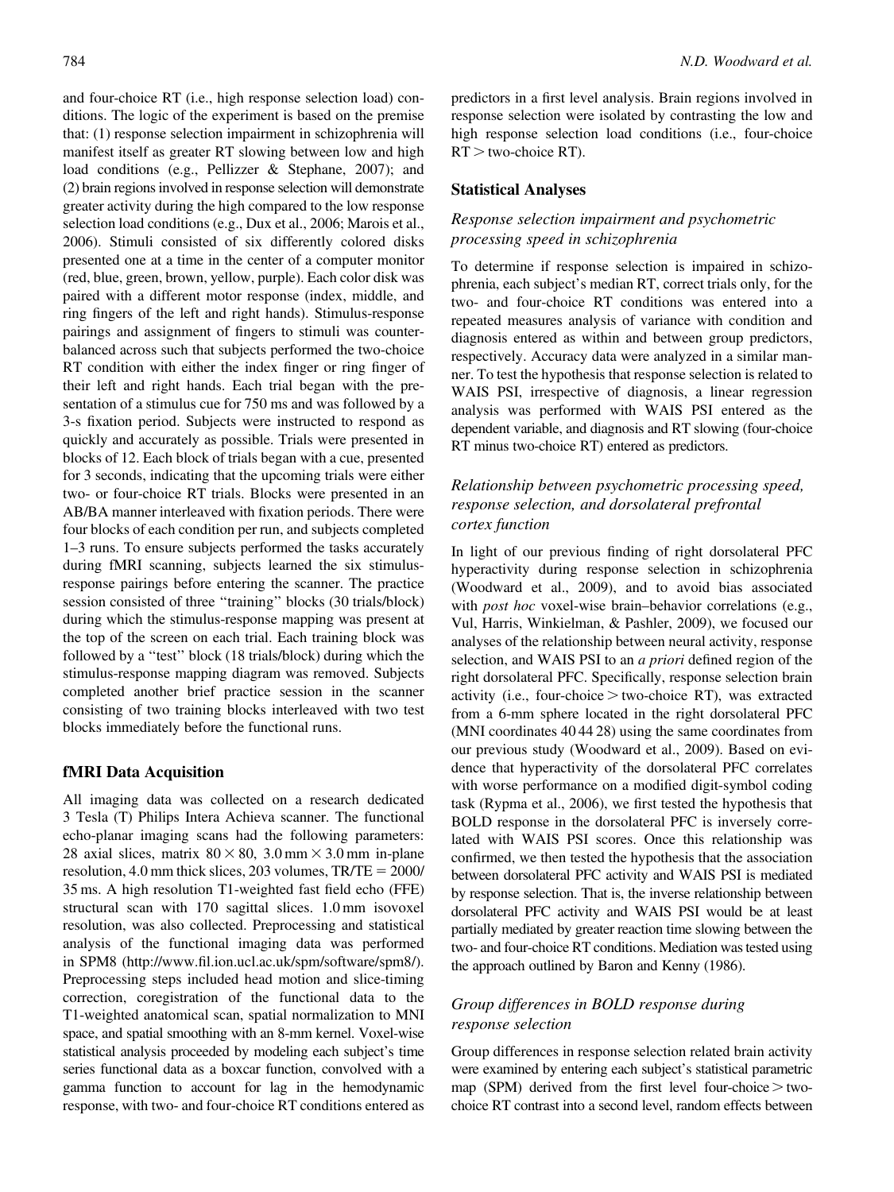and four-choice RT (i.e., high response selection load) conditions. The logic of the experiment is based on the premise that: (1) response selection impairment in schizophrenia will manifest itself as greater RT slowing between low and high load conditions (e.g., Pellizzer & Stephane, 2007); and (2) brain regions involved in response selection will demonstrate greater activity during the high compared to the low response selection load conditions (e.g., Dux et al., 2006; Marois et al., 2006). Stimuli consisted of six differently colored disks presented one at a time in the center of a computer monitor (red, blue, green, brown, yellow, purple). Each color disk was paired with a different motor response (index, middle, and ring fingers of the left and right hands). Stimulus-response pairings and assignment of fingers to stimuli was counterbalanced across such that subjects performed the two-choice RT condition with either the index finger or ring finger of their left and right hands. Each trial began with the presentation of a stimulus cue for 750 ms and was followed by a 3-s fixation period. Subjects were instructed to respond as quickly and accurately as possible. Trials were presented in blocks of 12. Each block of trials began with a cue, presented for 3 seconds, indicating that the upcoming trials were either two- or four-choice RT trials. Blocks were presented in an AB/BA manner interleaved with fixation periods. There were four blocks of each condition per run, and subjects completed 1–3 runs. To ensure subjects performed the tasks accurately during fMRI scanning, subjects learned the six stimulus-response pairings before entering the scanner. The practice session consisted of three "training" blocks (30 trials/block) during which the stimulus-response mapping was present at the top of the screen on each trial. Each training block was followed by a "test" block (18 trials/block) during which the stimulus-response mapping diagram was removed. Subjects completed another brief practice session in the scanner consisting of two training blocks interleaved with two test blocks immediately before the functional runs.

## fMRI Data Acquisition

All imaging data was collected on a research dedicated 3 Tesla (T) Philips Intera Achieva scanner. The functional echo-planar imaging scans had the following parameters: 28 axial slices, matrix $80 \times 80$, $3.0\,\text{mm} \times 3.0\,\text{mm}$ in-plane resolution, 4.0 mm thick slices, 203 volumes, TR/TE = 2000/35 ms. A high resolution T1-weighted fast field echo (FFE) structural scan with 170 sagittal slices. 1.0 mm isovoxel resolution, was also collected. Preprocessing and statistical analysis of the functional imaging data was performed in SPM8 (http://www.fil.ion.ucl.ac.uk/spm/software/spm8/). Preprocessing steps included head motion and slice-timing correction, coregistration of the functional data to the T1-weighted anatomical scan, spatial normalization to MNI space, and spatial smoothing with an 8-mm kernel. Voxel-wise statistical analysis proceeded by modeling each subject's time series functional data as a boxcar function, convolved with a gamma function to account for lag in the hemodynamic response, with two- and four-choice RT conditions entered as predictors in a first level analysis. Brain regions involved in response selection were isolated by contrasting the low and high response selection load conditions (i.e., four-choice RT > two-choice RT).

## Statistical Analyses

### *Response selection impairment and psychometric processing speed in schizophrenia*

To determine if response selection is impaired in schizophrenia, each subject's median RT, correct trials only, for the two- and four-choice RT conditions was entered into a repeated measures analysis of variance with condition and diagnosis entered as within and between group predictors, respectively. Accuracy data were analyzed in a similar manner. To test the hypothesis that response selection is related to WAIS PSI, irrespective of diagnosis, a linear regression analysis was performed with WAIS PSI entered as the dependent variable, and diagnosis and RT slowing (four-choice RT minus two-choice RT) entered as predictors.

### *Relationship between psychometric processing speed, response selection, and dorsolateral prefrontal cortex function*

In light of our previous finding of right dorsolateral PFC hyperactivity during response selection in schizophrenia (Woodward et al., 2009), and to avoid bias associated with *post hoc* voxel-wise brain–behavior correlations (e.g., Vul, Harris, Winkielman, & Pashler, 2009), we focused our analyses of the relationship between neural activity, response selection, and WAIS PSI to an *a priori* defined region of the right dorsolateral PFC. Specifically, response selection brain activity (i.e., four-choice > two-choice RT), was extracted from a 6-mm sphere located in the right dorsolateral PFC (MNI coordinates 40 44 28) using the same coordinates from our previous study (Woodward et al., 2009). Based on evidence that hyperactivity of the dorsolateral PFC correlates with worse performance on a modified digit-symbol coding task (Rypma et al., 2006), we first tested the hypothesis that BOLD response in the dorsolateral PFC is inversely correlated with WAIS PSI scores. Once this relationship was confirmed, we then tested the hypothesis that the association between dorsolateral PFC activity and WAIS PSI is mediated by response selection. That is, the inverse relationship between dorsolateral PFC activity and WAIS PSI would be at least partially mediated by greater reaction time slowing between the two- and four-choice RT conditions. Mediation was tested using the approach outlined by Baron and Kenny (1986).

### *Group differences in BOLD response during response selection*

Group differences in response selection related brain activity were examined by entering each subject's statistical parametric map (SPM) derived from the first level four-choice > two-choice RT contrast into a second level, random effects between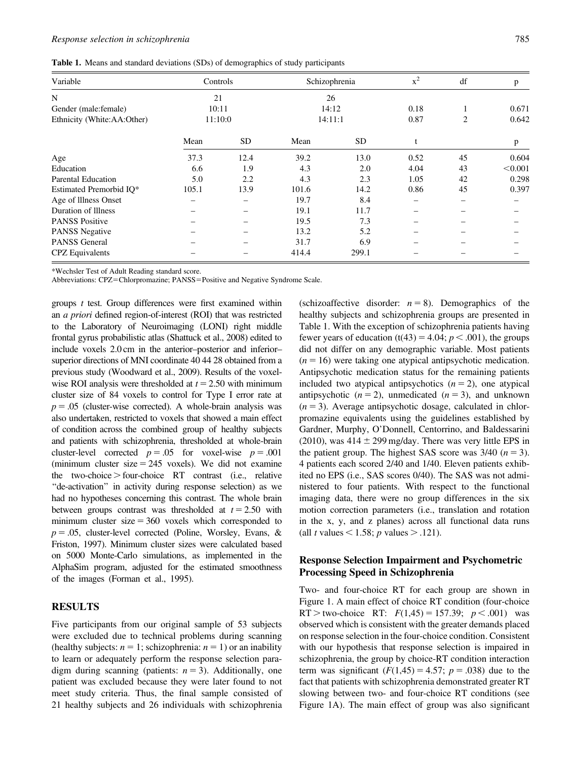**Table 1.** Means and standard deviations (SDs) of demographics of study participants

| Variable | Controls | | Schizophrenia | | $x^2$ | df | p |
|---|---|---|---|---|---|---|---|
| N | 21 | | 26 | | | | |
| Gender (male:female) | 10:11 | | 14:12 | | 0.18 | 1 | 0.671 |
| Ethnicity (White:AA:Other) | 11:10:0 | | 14:11:1 | | 0.87 | 2 | 0.642 |
| | Mean | SD | Mean | SD | t | | p |
| Age | 37.3 | 12.4 | 39.2 | 13.0 | 0.52 | 45 | 0.604 |
| Education | 6.6 | 1.9 | 4.3 | 2.0 | 4.04 | 43 | <0.001 |
| Parental Education | 5.0 | 2.2 | 4.3 | 2.3 | 1.05 | 42 | 0.298 |
| Estimated Premorbid IQ* | 105.1 | 13.9 | 101.6 | 14.2 | 0.86 | 45 | 0.397 |
| Age of Illness Onset | – | – | 19.7 | 8.4 | – | – | – |
| Duration of Illness | – | – | 19.1 | 11.7 | – | – | – |
| PANSS Positive | – | – | 19.5 | 7.3 | – | – | – |
| PANSS Negative | – | – | 13.2 | 5.2 | – | – | – |
| PANSS General | – | – | 31.7 | 6.9 | – | – | – |
| CPZ Equivalents | – | – | 414.4 | 299.1 | – | – | – |

*Wechsler Test of Adult Reading standard score.
Abbreviations: CPZ=Chlorpromazine; PANSS=Positive and Negative Syndrome Scale.

groups *t* test. Group differences were first examined within an *a priori* defined region-of-interest (ROI) that was restricted to the Laboratory of Neuroimaging (LONI) right middle frontal gyrus probabilistic atlas (Shattuck et al., 2008) edited to include voxels 2.0 cm in the anterior–posterior and inferior–superior directions of MNI coordinate 40 44 28 obtained from a previous study (Woodward et al., 2009). Results of the voxel-wise ROI analysis were thresholded at $t = 2.50$ with minimum cluster size of 84 voxels to control for Type I error rate at $p = .05$ (cluster-wise corrected). A whole-brain analysis was also undertaken, restricted to voxels that showed a main effect of condition across the combined group of healthy subjects and patients with schizophrenia, thresholded at whole-brain cluster-level corrected $p = .05$ for voxel-wise $p = .001$ (minimum cluster size = 245 voxels). We did not examine the two-choice > four-choice RT contrast (i.e., relative "de-activation" in activity during response selection) as we had no hypotheses concerning this contrast. The whole brain between groups contrast was thresholded at $t = 2.50$ with minimum cluster size = 360 voxels which corresponded to $p = .05$, cluster-level corrected (Poline, Worsley, Evans, & Friston, 1997). Minimum cluster sizes were calculated based on 5000 Monte-Carlo simulations, as implemented in the AlphaSim program, adjusted for the estimated smoothness of the images (Forman et al., 1995).

## RESULTS

Five participants from our original sample of 53 subjects were excluded due to technical problems during scanning (healthy subjects: $n = 1$; schizophrenia: $n = 1$) or an inability to learn or adequately perform the response selection paradigm during scanning (patients: $n = 3$). Additionally, one patient was excluded because they were later found to not meet study criteria. Thus, the final sample consisted of 21 healthy subjects and 26 individuals with schizophrenia (schizoaffective disorder: $n = 8$). Demographics of the healthy subjects and schizophrenia groups are presented in Table 1. With the exception of schizophrenia patients having fewer years of education ($t(43) = 4.04$; $p < .001$), the groups did not differ on any demographic variable. Most patients ($n = 16$) were taking one atypical antipsychotic medication. Antipsychotic medication status for the remaining patients included two atypical antipsychotics ($n = 2$), one atypical antipsychotic ($n = 2$), unmedicated ($n = 3$), and unknown ($n = 3$). Average antipsychotic dosage, calculated in chlorpromazine equivalents using the guidelines established by Gardner, Murphy, O'Donnell, Centorrino, and Baldessarini (2010), was $414 \pm 299$ mg/day. There was very little EPS in the patient group. The highest SAS score was 3/40 ($n = 3$). 4 patients each scored 2/40 and 1/40. Eleven patients exhibited no EPS (i.e., SAS scores 0/40). The SAS was not administered to four patients. With respect to the functional imaging data, there were no group differences in the six motion correction parameters (i.e., translation and rotation in the x, y, and z planes) across all functional data runs (all *t* values < 1.58; *p* values > .121).

### Response Selection Impairment and Psychometric Processing Speed in Schizophrenia

Two- and four-choice RT for each group are shown in Figure 1. A main effect of choice RT condition (four-choice RT > two-choice RT: $F(1,45) = 157.39$; $p < .001$) was observed which is consistent with the greater demands placed on response selection in the four-choice condition. Consistent with our hypothesis that response selection is impaired in schizophrenia, the group by choice-RT condition interaction term was significant ($F(1,45) = 4.57$; $p = .038$) due to the fact that patients with schizophrenia demonstrated greater RT slowing between two- and four-choice RT conditions (see Figure 1A). The main effect of group was also significant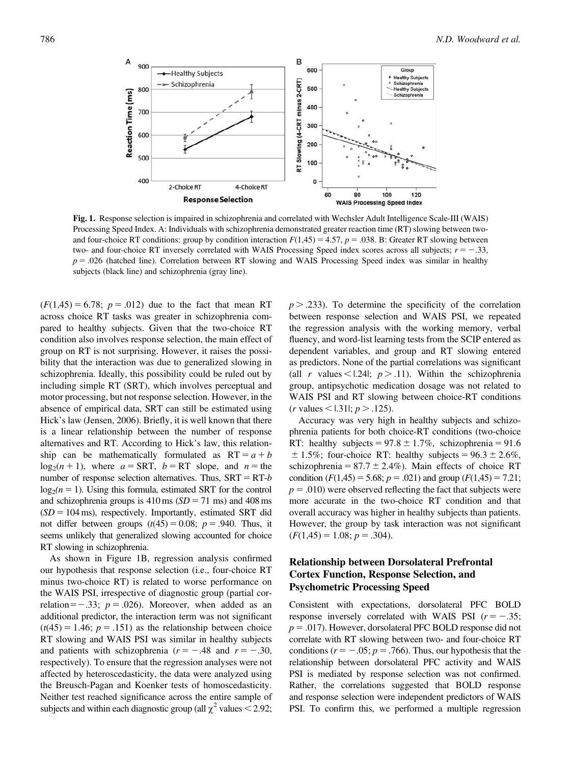**Fig. 1.** Response selection is impaired in schizophrenia and correlated with Wechsler Adult Intelligence Scale-III (WAIS) Processing Speed Index. A: Individuals with schizophrenia demonstrated greater reaction time (RT) slowing between two- and four-choice RT conditions: group by condition interaction $F(1,45) = 4.57$, $p = .038$. B: Greater RT slowing between two- and four-choice RT inversely correlated with WAIS Processing Speed index scores across all subjects; $r = -.33$, $p = .026$ (hatched line). Correlation between RT slowing and WAIS Processing Speed index was similar in healthy subjects (black line) and schizophrenia (gray line).

($F(1,45) = 6.78$; $p = .012$) due to the fact that mean RT across choice RT tasks was greater in schizophrenia compared to healthy subjects. Given that the two-choice RT condition also involves response selection, the main effect of group on RT is not surprising. However, it raises the possibility that the interaction was due to generalized slowing in schizophrenia. Ideally, this possibility could be ruled out by including simple RT (SRT), which involves perceptual and motor processing, but not response selection. However, in the absence of empirical data, SRT can still be estimated using Hick's law (Jensen, 2006). Briefly, it is well known that there is a linear relationship between the number of response alternatives and RT. According to Hick's law, this relationship can be mathematically formulated as $\text{RT} = a + b \log_2(n + 1)$, where $a = \text{SRT}$, $b = \text{RT}$ slope, and $n =$ the number of response selection alternatives. Thus, $\text{SRT} = \text{RT-}b \log_2(n = 1)$. Using this formula, estimated SRT for the control and schizophrenia groups is 410 ms ($SD = 71$ ms) and 408 ms ($SD = 104$ ms), respectively. Importantly, estimated SRT did not differ between groups ($t(45) = 0.08$; $p = .940$. Thus, it seems unlikely that generalized slowing accounted for choice RT slowing in schizophrenia.

As shown in Figure 1B, regression analysis confirmed our hypothesis that response selection (i.e., four-choice RT minus two-choice RT) is related to worse performance on the WAIS PSI, irrespective of diagnostic group (partial correlation $= -.33$; $p = .026$). Moreover, when added as an additional predictor, the interaction term was not significant ($t(45) = 1.46$; $p = .151$) as the relationship between choice RT slowing and WAIS PSI was similar in healthy subjects and patients with schizophrenia ($r = -.48$ and $r = -.30$, respectively). To ensure that the regression analyses were not affected by heteroscedasticity, the data were analyzed using the Breusch-Pagan and Koenker tests of homoscedasticity. Neither test reached significance across the entire sample of subjects and within each diagnostic group (all $\chi^2$ values $< 2.92$; $p > .233$). To determine the specificity of the correlation between response selection and WAIS PSI, we repeated the regression analysis with the working memory, verbal fluency, and word-list learning tests from the SCIP entered as dependent variables, and group and RT slowing entered as predictors. None of the partial correlations was significant (all $r$ values $< |.24|$; $p > .11$). Within the schizophrenia group, antipsychotic medication dosage was not related to WAIS PSI and RT slowing between choice-RT conditions ($r$ values $< |.31|$; $p > .125$).

Accuracy was very high in healthy subjects and schizophrenia patients for both choice-RT conditions (two-choice RT: healthy subjects $= 97.8 \pm 1.7\%$, schizophrenia $= 91.6 \pm 1.5\%$; four-choice RT: healthy subjects $= 96.3 \pm 2.6\%$, schizophrenia $= 87.7 \pm 2.4\%$). Main effects of choice RT condition ($F(1,45) = 5.68$; $p = .021$) and group ($F(1,45) = 7.21$; $p = .010$) were observed reflecting the fact that subjects were more accurate in the two-choice RT condition and that overall accuracy was higher in healthy subjects than patients. However, the group by task interaction was not significant ($F(1,45) = 1.08$; $p = .304$).

### Relationship between Dorsolateral Prefrontal Cortex Function, Response Selection, and Psychometric Processing Speed

Consistent with expectations, dorsolateral PFC BOLD response inversely correlated with WAIS PSI ($r = -.35$; $p = .017$). However, dorsolateral PFC BOLD response did not correlate with RT slowing between two- and four-choice RT conditions ($r = -.05$; $p = .766$). Thus, our hypothesis that the relationship between dorsolateral PFC activity and WAIS PSI is mediated by response selection was not confirmed. Rather, the correlations suggested that BOLD response and response selection were independent predictors of WAIS PSI. To confirm this, we performed a multiple regression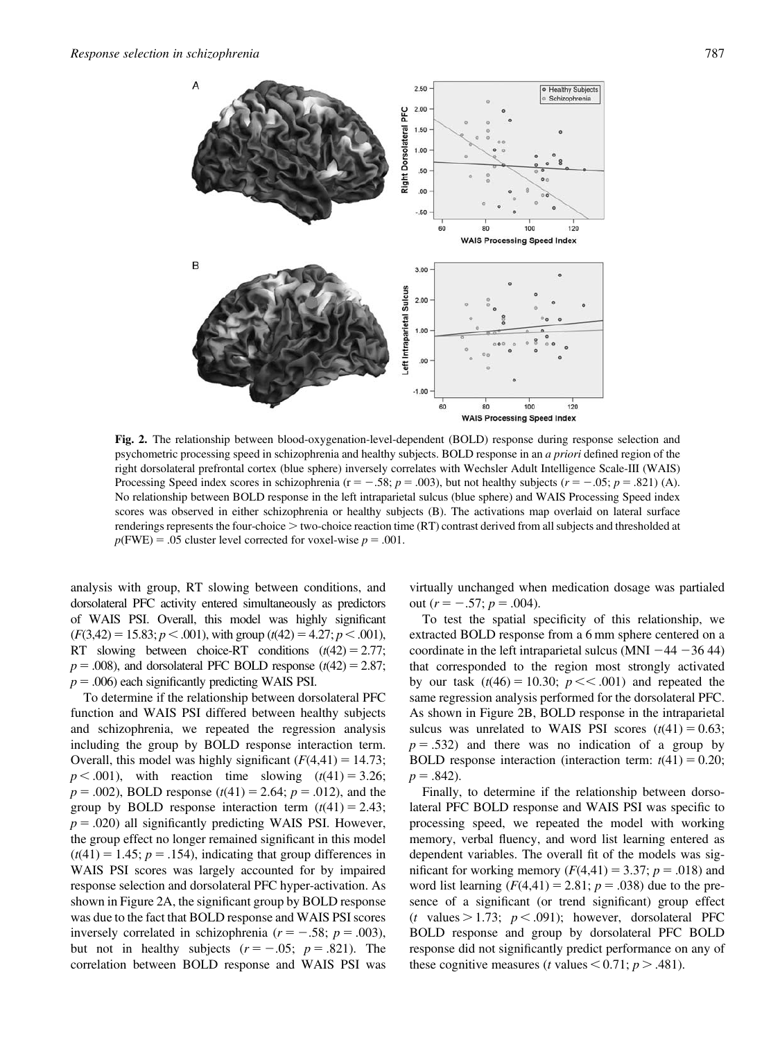**Fig. 2.** The relationship between blood-oxygenation-level-dependent (BOLD) response during response selection and psychometric processing speed in schizophrenia and healthy subjects. BOLD response in an *a priori* defined region of the right dorsolateral prefrontal cortex (blue sphere) inversely correlates with Wechsler Adult Intelligence Scale-III (WAIS) Processing Speed index scores in schizophrenia ($r = -.58$; $p = .003$), but not healthy subjects ($r = -.05$; $p = .821$) (A). No relationship between BOLD response in the left intraparietal sulcus (blue sphere) and WAIS Processing Speed index scores was observed in either schizophrenia or healthy subjects (B). The activations map overlaid on lateral surface renderings represents the four-choice > two-choice reaction time (RT) contrast derived from all subjects and thresholded at $p$(FWE) = .05 cluster level corrected for voxel-wise $p = .001$.

analysis with group, RT slowing between conditions, and dorsolateral PFC activity entered simultaneously as predictors of WAIS PSI. Overall, this model was highly significant ($F(3,42) = 15.83$; $p < .001$), with group ($t(42) = 4.27$; $p < .001$), RT slowing between choice-RT conditions ($t(42) = 2.77$; $p = .008$), and dorsolateral PFC BOLD response ($t(42) = 2.87$; $p = .006$) each significantly predicting WAIS PSI.

To determine if the relationship between dorsolateral PFC function and WAIS PSI differed between healthy subjects and schizophrenia, we repeated the regression analysis including the group by BOLD response interaction term. Overall, this model was highly significant ($F(4,41) = 14.73$; $p < .001$), with reaction time slowing ($t(41) = 3.26$; $p = .002$), BOLD response ($t(41) = 2.64$; $p = .012$), and the group by BOLD response interaction term ($t(41) = 2.43$; $p = .020$) all significantly predicting WAIS PSI. However, the group effect no longer remained significant in this model ($t(41) = 1.45$; $p = .154$), indicating that group differences in WAIS PSI scores was largely accounted for by impaired response selection and dorsolateral PFC hyper-activation. As shown in Figure 2A, the significant group by BOLD response was due to the fact that BOLD response and WAIS PSI scores inversely correlated in schizophrenia ($r = -.58$; $p = .003$), but not in healthy subjects ($r = -.05$; $p = .821$). The correlation between BOLD response and WAIS PSI was virtually unchanged when medication dosage was partialed out ($r = -.57$; $p = .004$).

To test the spatial specificity of this relationship, we extracted BOLD response from a 6 mm sphere centered on a coordinate in the left intraparietal sulcus (MNI −44 −36 44) that corresponded to the region most strongly activated by our task ($t(46) = 10.30$; $p << .001$) and repeated the same regression analysis performed for the dorsolateral PFC. As shown in Figure 2B, BOLD response in the intraparietal sulcus was unrelated to WAIS PSI scores ($t(41) = 0.63$; $p = .532$) and there was no indication of a group by BOLD response interaction (interaction term: $t(41) = 0.20$; $p = .842$).

Finally, to determine if the relationship between dorsolateral PFC BOLD response and WAIS PSI was specific to processing speed, we repeated the model with working memory, verbal fluency, and word list learning entered as dependent variables. The overall fit of the models was significant for working memory ($F(4,41) = 3.37$; $p = .018$) and word list learning ($F(4,41) = 2.81$; $p = .038$) due to the presence of a significant (or trend significant) group effect ($t$ values $> 1.73$; $p < .091$); however, dorsolateral PFC BOLD response and group by dorsolateral PFC BOLD response did not significantly predict performance on any of these cognitive measures ($t$ values $< 0.71$; $p > .481$).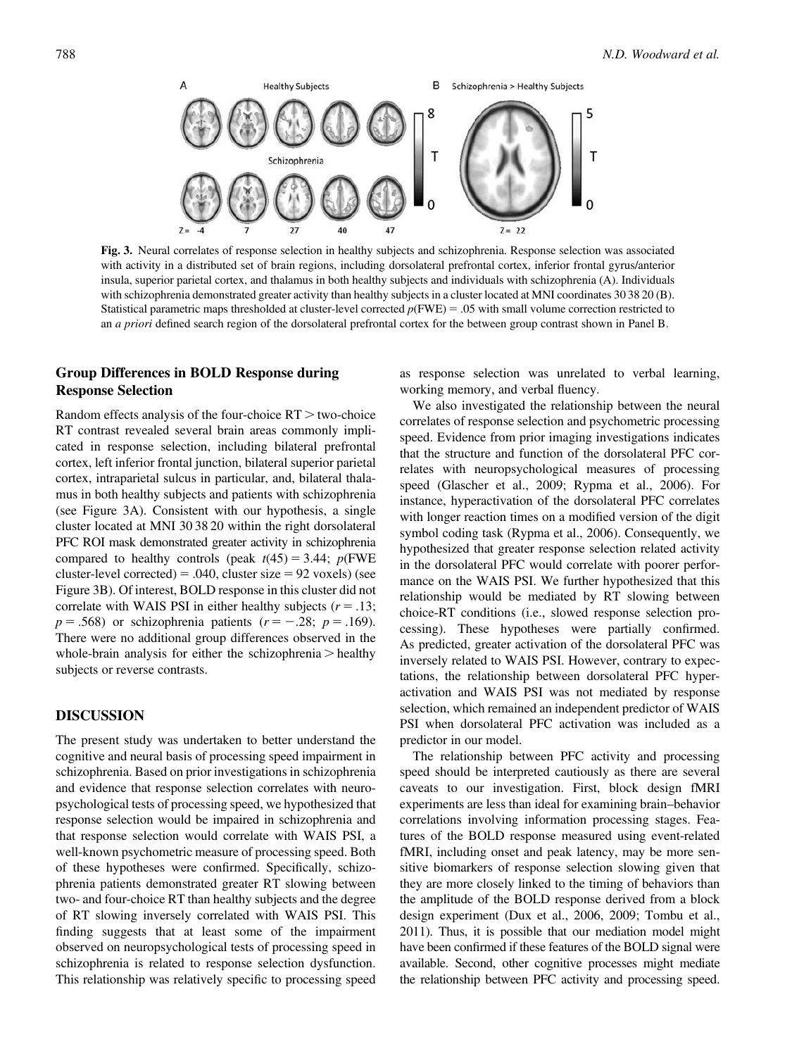**Fig. 3.** Neural correlates of response selection in healthy subjects and schizophrenia. Response selection was associated with activity in a distributed set of brain regions, including dorsolateral prefrontal cortex, inferior frontal gyrus/anterior insula, superior parietal cortex, and thalamus in both healthy subjects and individuals with schizophrenia (A). Individuals with schizophrenia demonstrated greater activity than healthy subjects in a cluster located at MNI coordinates 30 38 20 (B). Statistical parametric maps thresholded at cluster-level corrected $p$(FWE) = .05 with small volume correction restricted to an *a priori* defined search region of the dorsolateral prefrontal cortex for the between group contrast shown in Panel B.

## Group Differences in BOLD Response during Response Selection

Random effects analysis of the four-choice RT > two-choice RT contrast revealed several brain areas commonly implicated in response selection, including bilateral prefrontal cortex, left inferior frontal junction, bilateral superior parietal cortex, intraparietal sulcus in particular, and, bilateral thalamus in both healthy subjects and patients with schizophrenia (see Figure 3A). Consistent with our hypothesis, a single cluster located at MNI 30 38 20 within the right dorsolateral PFC ROI mask demonstrated greater activity in schizophrenia compared to healthy controls (peak $t(45) = 3.44$; $p$(FWE cluster-level corrected) = .040, cluster size = 92 voxels) (see Figure 3B). Of interest, BOLD response in this cluster did not correlate with WAIS PSI in either healthy subjects ($r = .13$; $p = .568$) or schizophrenia patients ($r = -.28$; $p = .169$). There were no additional group differences observed in the whole-brain analysis for either the schizophrenia > healthy subjects or reverse contrasts.

## DISCUSSION

The present study was undertaken to better understand the cognitive and neural basis of processing speed impairment in schizophrenia. Based on prior investigations in schizophrenia and evidence that response selection correlates with neuropsychological tests of processing speed, we hypothesized that response selection would be impaired in schizophrenia and that response selection would correlate with WAIS PSI, a well-known psychometric measure of processing speed. Both of these hypotheses were confirmed. Specifically, schizophrenia patients demonstrated greater RT slowing between two- and four-choice RT than healthy subjects and the degree of RT slowing inversely correlated with WAIS PSI. This finding suggests that at least some of the impairment observed on neuropsychological tests of processing speed in schizophrenia is related to response selection dysfunction. This relationship was relatively specific to processing speed as response selection was unrelated to verbal learning, working memory, and verbal fluency.

We also investigated the relationship between the neural correlates of response selection and psychometric processing speed. Evidence from prior imaging investigations indicates that the structure and function of the dorsolateral PFC correlates with neuropsychological measures of processing speed (Glascher et al., 2009; Rypma et al., 2006). For instance, hyperactivation of the dorsolateral PFC correlates with longer reaction times on a modified version of the digit symbol coding task (Rypma et al., 2006). Consequently, we hypothesized that greater response selection related activity in the dorsolateral PFC would correlate with poorer performance on the WAIS PSI. We further hypothesized that this relationship would be mediated by RT slowing between choice-RT conditions (i.e., slowed response selection processing). These hypotheses were partially confirmed. As predicted, greater activation of the dorsolateral PFC was inversely related to WAIS PSI. However, contrary to expectations, the relationship between dorsolateral PFC hyperactivation and WAIS PSI was not mediated by response selection, which remained an independent predictor of WAIS PSI when dorsolateral PFC activation was included as a predictor in our model.

The relationship between PFC activity and processing speed should be interpreted cautiously as there are several caveats to our investigation. First, block design fMRI experiments are less than ideal for examining brain–behavior correlations involving information processing stages. Features of the BOLD response measured using event-related fMRI, including onset and peak latency, may be more sensitive biomarkers of response selection slowing given that they are more closely linked to the timing of behaviors than the amplitude of the BOLD response derived from a block design experiment (Dux et al., 2006, 2009; Tombu et al., 2011). Thus, it is possible that our mediation model might have been confirmed if these features of the BOLD signal were available. Second, other cognitive processes might mediate the relationship between PFC activity and processing speed.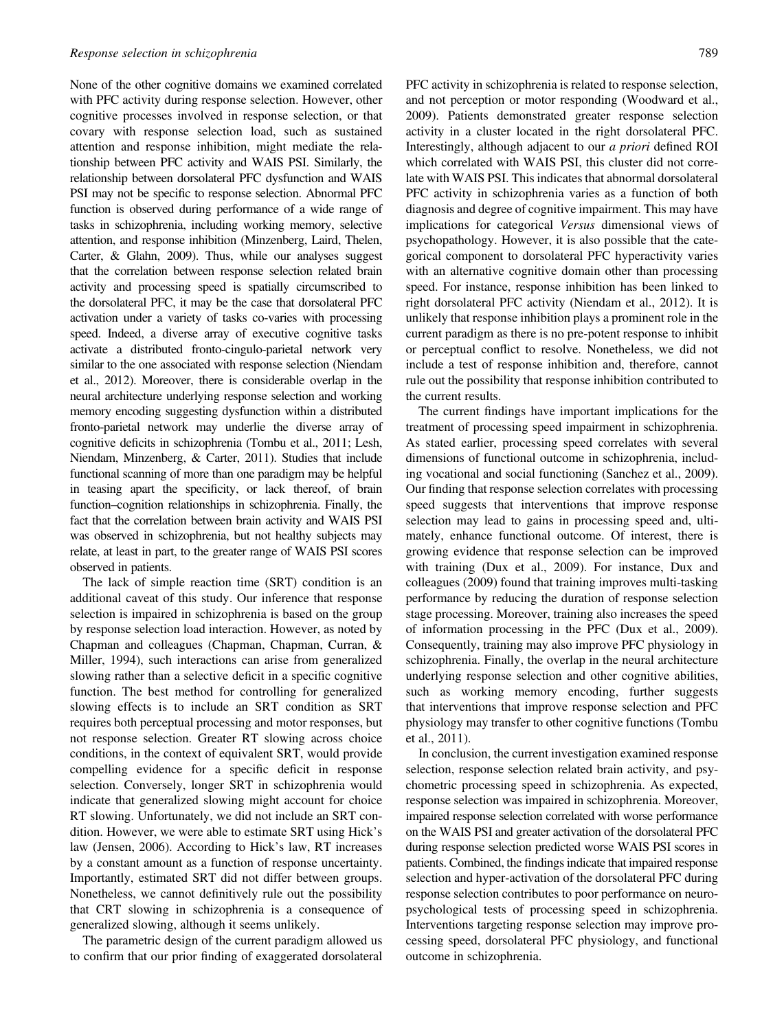None of the other cognitive domains we examined correlated with PFC activity during response selection. However, other cognitive processes involved in response selection, or that covary with response selection load, such as sustained attention and response inhibition, might mediate the relationship between PFC activity and WAIS PSI. Similarly, the relationship between dorsolateral PFC dysfunction and WAIS PSI may not be specific to response selection. Abnormal PFC function is observed during performance of a wide range of tasks in schizophrenia, including working memory, selective attention, and response inhibition (Minzenberg, Laird, Thelen, Carter, & Glahn, 2009). Thus, while our analyses suggest that the correlation between response selection related brain activity and processing speed is spatially circumscribed to the dorsolateral PFC, it may be the case that dorsolateral PFC activation under a variety of tasks co-varies with processing speed. Indeed, a diverse array of executive cognitive tasks activate a distributed fronto-cingulo-parietal network very similar to the one associated with response selection (Niendam et al., 2012). Moreover, there is considerable overlap in the neural architecture underlying response selection and working memory encoding suggesting dysfunction within a distributed fronto-parietal network may underlie the diverse array of cognitive deficits in schizophrenia (Tombu et al., 2011; Lesh, Niendam, Minzenberg, & Carter, 2011). Studies that include functional scanning of more than one paradigm may be helpful in teasing apart the specificity, or lack thereof, of brain function–cognition relationships in schizophrenia. Finally, the fact that the correlation between brain activity and WAIS PSI was observed in schizophrenia, but not healthy subjects may relate, at least in part, to the greater range of WAIS PSI scores observed in patients.

The lack of simple reaction time (SRT) condition is an additional caveat of this study. Our inference that response selection is impaired in schizophrenia is based on the group by response selection load interaction. However, as noted by Chapman and colleagues (Chapman, Chapman, Curran, & Miller, 1994), such interactions can arise from generalized slowing rather than a selective deficit in a specific cognitive function. The best method for controlling for generalized slowing effects is to include an SRT condition as SRT requires both perceptual processing and motor responses, but not response selection. Greater RT slowing across choice conditions, in the context of equivalent SRT, would provide compelling evidence for a specific deficit in response selection. Conversely, longer SRT in schizophrenia would indicate that generalized slowing might account for choice RT slowing. Unfortunately, we did not include an SRT condition. However, we were able to estimate SRT using Hick's law (Jensen, 2006). According to Hick's law, RT increases by a constant amount as a function of response uncertainty. Importantly, estimated SRT did not differ between groups. Nonetheless, we cannot definitively rule out the possibility that CRT slowing in schizophrenia is a consequence of generalized slowing, although it seems unlikely.

The parametric design of the current paradigm allowed us to confirm that our prior finding of exaggerated dorsolateral PFC activity in schizophrenia is related to response selection, and not perception or motor responding (Woodward et al., 2009). Patients demonstrated greater response selection activity in a cluster located in the right dorsolateral PFC. Interestingly, although adjacent to our *a priori* defined ROI which correlated with WAIS PSI, this cluster did not correlate with WAIS PSI. This indicates that abnormal dorsolateral PFC activity in schizophrenia varies as a function of both diagnosis and degree of cognitive impairment. This may have implications for categorical *Versus* dimensional views of psychopathology. However, it is also possible that the categorical component to dorsolateral PFC hyperactivity varies with an alternative cognitive domain other than processing speed. For instance, response inhibition has been linked to right dorsolateral PFC activity (Niendam et al., 2012). It is unlikely that response inhibition plays a prominent role in the current paradigm as there is no pre-potent response to inhibit or perceptual conflict to resolve. Nonetheless, we did not include a test of response inhibition and, therefore, cannot rule out the possibility that response inhibition contributed to the current results.

The current findings have important implications for the treatment of processing speed impairment in schizophrenia. As stated earlier, processing speed correlates with several dimensions of functional outcome in schizophrenia, including vocational and social functioning (Sanchez et al., 2009). Our finding that response selection correlates with processing speed suggests that interventions that improve response selection may lead to gains in processing speed and, ultimately, enhance functional outcome. Of interest, there is growing evidence that response selection can be improved with training (Dux et al., 2009). For instance, Dux and colleagues (2009) found that training improves multi-tasking performance by reducing the duration of response selection stage processing. Moreover, training also increases the speed of information processing in the PFC (Dux et al., 2009). Consequently, training may also improve PFC physiology in schizophrenia. Finally, the overlap in the neural architecture underlying response selection and other cognitive abilities, such as working memory encoding, further suggests that interventions that improve response selection and PFC physiology may transfer to other cognitive functions (Tombu et al., 2011).

In conclusion, the current investigation examined response selection, response selection related brain activity, and psychometric processing speed in schizophrenia. As expected, response selection was impaired in schizophrenia. Moreover, impaired response selection correlated with worse performance on the WAIS PSI and greater activation of the dorsolateral PFC during response selection predicted worse WAIS PSI scores in patients. Combined, the findings indicate that impaired response selection and hyper-activation of the dorsolateral PFC during response selection contributes to poor performance on neuropsychological tests of processing speed in schizophrenia. Interventions targeting response selection may improve processing speed, dorsolateral PFC physiology, and functional outcome in schizophrenia.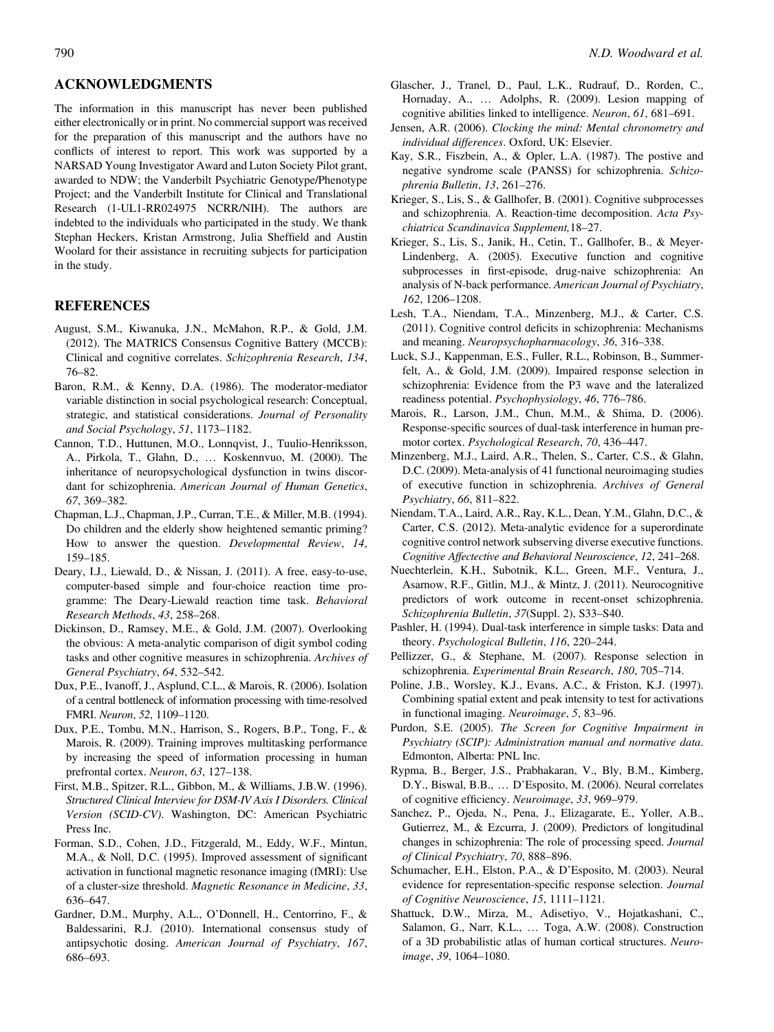## ACKNOWLEDGMENTS

The information in this manuscript has never been published either electronically or in print. No commercial support was received for the preparation of this manuscript and the authors have no conflicts of interest to report. This work was supported by a NARSAD Young Investigator Award and Luton Society Pilot grant, awarded to NDW; the Vanderbilt Psychiatric Genotype/Phenotype Project; and the Vanderbilt Institute for Clinical and Translational Research (1-UL1-RR024975 NCRR/NIH). The authors are indebted to the individuals who participated in the study. We thank Stephan Heckers, Kristan Armstrong, Julia Sheffield and Austin Woolard for their assistance in recruiting subjects for participation in the study.

## REFERENCES

August, S.M., Kiwanuka, J.N., McMahon, R.P., & Gold, J.M. (2012). The MATRICS Consensus Cognitive Battery (MCCB): Clinical and cognitive correlates. *Schizophrenia Research*, *134*, 76–82.

Baron, R.M., & Kenny, D.A. (1986). The moderator-mediator variable distinction in social psychological research: Conceptual, strategic, and statistical considerations. *Journal of Personality and Social Psychology*, *51*, 1173–1182.

Cannon, T.D., Huttunen, M.O., Lonnqvist, J., Tuulio-Henriksson, A., Pirkola, T., Glahn, D., … Koskennvuo, M. (2000). The inheritance of neuropsychological dysfunction in twins discordant for schizophrenia. *American Journal of Human Genetics*, *67*, 369–382.

Chapman, L.J., Chapman, J.P., Curran, T.E., & Miller, M.B. (1994). Do children and the elderly show heightened semantic priming? How to answer the question. *Developmental Review*, *14*, 159–185.

Deary, I.J., Liewald, D., & Nissan, J. (2011). A free, easy-to-use, computer-based simple and four-choice reaction time programme: The Deary-Liewald reaction time task. *Behavioral Research Methods*, *43*, 258–268.

Dickinson, D., Ramsey, M.E., & Gold, J.M. (2007). Overlooking the obvious: A meta-analytic comparison of digit symbol coding tasks and other cognitive measures in schizophrenia. *Archives of General Psychiatry*, *64*, 532–542.

Dux, P.E., Ivanoff, J., Asplund, C.L., & Marois, R. (2006). Isolation of a central bottleneck of information processing with time-resolved FMRI. *Neuron*, *52*, 1109–1120.

Dux, P.E., Tombu, M.N., Harrison, S., Rogers, B.P., Tong, F., & Marois, R. (2009). Training improves multitasking performance by increasing the speed of information processing in human prefrontal cortex. *Neuron*, *63*, 127–138.

First, M.B., Spitzer, R.L., Gibbon, M., & Williams, J.B.W. (1996). *Structured Clinical Interview for DSM-IV Axis I Disorders. Clinical Version (SCID-CV)*. Washington, DC: American Psychiatric Press Inc.

Forman, S.D., Cohen, J.D., Fitzgerald, M., Eddy, W.F., Mintun, M.A., & Noll, D.C. (1995). Improved assessment of significant activation in functional magnetic resonance imaging (fMRI): Use of a cluster-size threshold. *Magnetic Resonance in Medicine*, *33*, 636–647.

Gardner, D.M., Murphy, A.L., O'Donnell, H., Centorrino, F., & Baldessarini, R.J. (2010). International consensus study of antipsychotic dosing. *American Journal of Psychiatry*, *167*, 686–693.

Glascher, J., Tranel, D., Paul, L.K., Rudrauf, D., Rorden, C., Hornaday, A., … Adolphs, R. (2009). Lesion mapping of cognitive abilities linked to intelligence. *Neuron*, *61*, 681–691.

Jensen, A.R. (2006). *Clocking the mind: Mental chronometry and individual differences*. Oxford, UK: Elsevier.

Kay, S.R., Fiszbein, A., & Opler, L.A. (1987). The postive and negative syndrome scale (PANSS) for schizophrenia. *Schizophrenia Bulletin*, *13*, 261–276.

Krieger, S., Lis, S., & Gallhofer, B. (2001). Cognitive subprocesses and schizophrenia. A. Reaction-time decomposition. *Acta Psychiatrica Scandinavica Supplement,*18–27.

Krieger, S., Lis, S., Janik, H., Cetin, T., Gallhofer, B., & Meyer-Lindenberg, A. (2005). Executive function and cognitive subprocesses in first-episode, drug-naive schizophrenia: An analysis of N-back performance. *American Journal of Psychiatry*, *162*, 1206–1208.

Lesh, T.A., Niendam, T.A., Minzenberg, M.J., & Carter, C.S. (2011). Cognitive control deficits in schizophrenia: Mechanisms and meaning. *Neuropsychopharmacology*, *36*, 316–338.

Luck, S.J., Kappenman, E.S., Fuller, R.L., Robinson, B., Summerfelt, A., & Gold, J.M. (2009). Impaired response selection in schizophrenia: Evidence from the P3 wave and the lateralized readiness potential. *Psychophysiology*, *46*, 776–786.

Marois, R., Larson, J.M., Chun, M.M., & Shima, D. (2006). Response-specific sources of dual-task interference in human premotor cortex. *Psychological Research*, *70*, 436–447.

Minzenberg, M.J., Laird, A.R., Thelen, S., Carter, C.S., & Glahn, D.C. (2009). Meta-analysis of 41 functional neuroimaging studies of executive function in schizophrenia. *Archives of General Psychiatry*, *66*, 811–822.

Niendam, T.A., Laird, A.R., Ray, K.L., Dean, Y.M., Glahn, D.C., & Carter, C.S. (2012). Meta-analytic evidence for a superordinate cognitive control network subserving diverse executive functions. *Cognitive Affectective and Behavioral Neuroscience*, *12*, 241–268.

Nuechterlein, K.H., Subotnik, K.L., Green, M.F., Ventura, J., Asarnow, R.F., Gitlin, M.J., & Mintz, J. (2011). Neurocognitive predictors of work outcome in recent-onset schizophrenia. *Schizophrenia Bulletin*, *37*(Suppl. 2), S33–S40.

Pashler, H. (1994). Dual-task interference in simple tasks: Data and theory. *Psychological Bulletin*, *116*, 220–244.

Pellizzer, G., & Stephane, M. (2007). Response selection in schizophrenia. *Experimental Brain Research*, *180*, 705–714.

Poline, J.B., Worsley, K.J., Evans, A.C., & Friston, K.J. (1997). Combining spatial extent and peak intensity to test for activations in functional imaging. *Neuroimage*, *5*, 83–96.

Purdon, S.E. (2005). *The Screen for Cognitive Impairment in Psychiatry (SCIP): Administration manual and normative data*. Edmonton, Alberta: PNL Inc.

Rypma, B., Berger, J.S., Prabhakaran, V., Bly, B.M., Kimberg, D.Y., Biswal, B.B., … D'Esposito, M. (2006). Neural correlates of cognitive efficiency. *Neuroimage*, *33*, 969–979.

Sanchez, P., Ojeda, N., Pena, J., Elizagarate, E., Yoller, A.B., Gutierrez, M., & Ezcurra, J. (2009). Predictors of longitudinal changes in schizophrenia: The role of processing speed. *Journal of Clinical Psychiatry*, *70*, 888–896.

Schumacher, E.H., Elston, P.A., & D'Esposito, M. (2003). Neural evidence for representation-specific response selection. *Journal of Cognitive Neuroscience*, *15*, 1111–1121.

Shattuck, D.W., Mirza, M., Adisetiyo, V., Hojatkashani, C., Salamon, G., Narr, K.L., … Toga, A.W. (2008). Construction of a 3D probabilistic atlas of human cortical structures. *Neuroimage*, *39*, 1064–1080.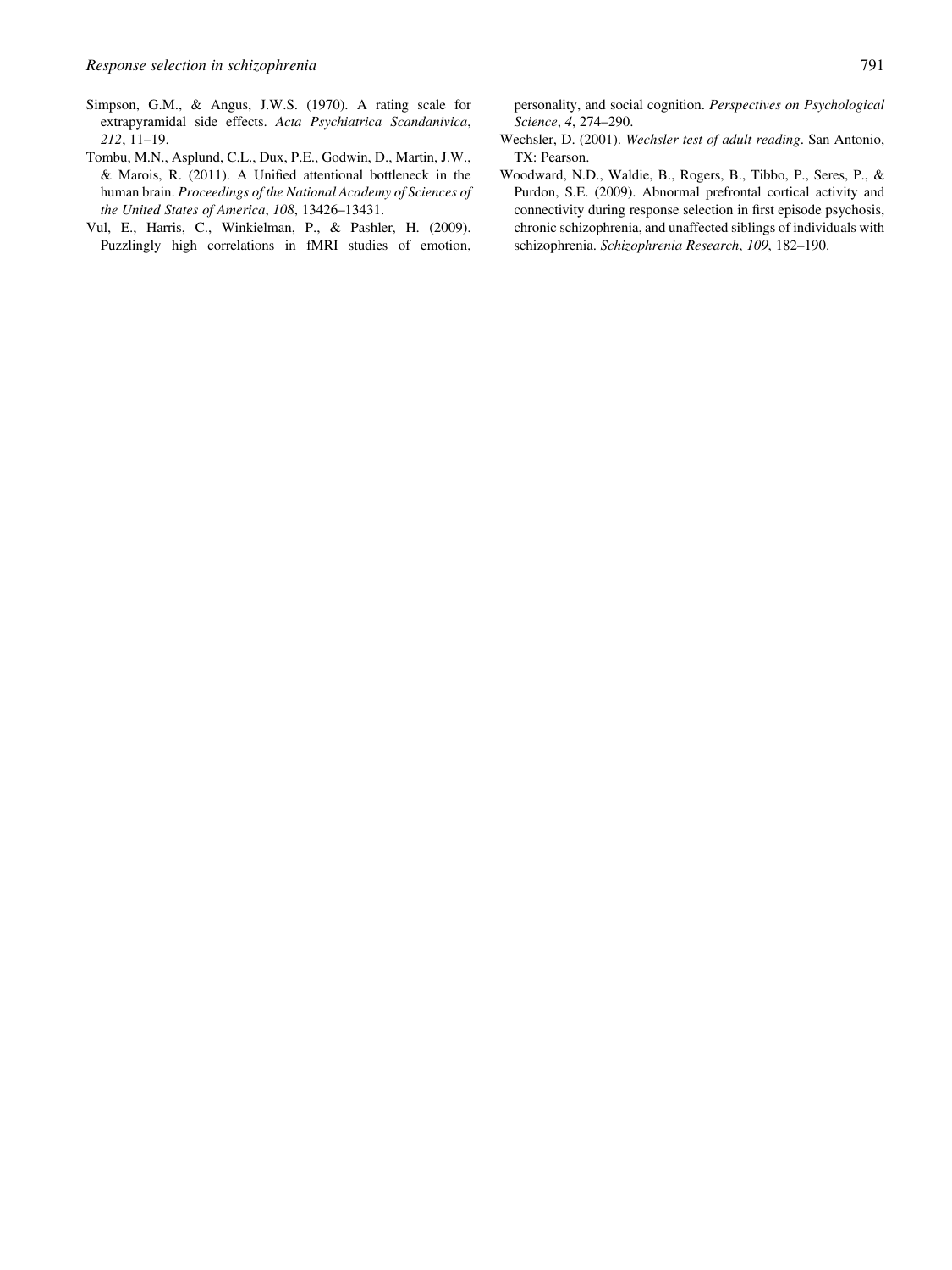Simpson, G.M., & Angus, J.W.S. (1970). A rating scale for extrapyramidal side effects. *Acta Psychiatrica Scandanivica*, *212*, 11–19.

Tombu, M.N., Asplund, C.L., Dux, P.E., Godwin, D., Martin, J.W., & Marois, R. (2011). A Unified attentional bottleneck in the human brain. *Proceedings of the National Academy of Sciences of the United States of America*, *108*, 13426–13431.

Vul, E., Harris, C., Winkielman, P., & Pashler, H. (2009). Puzzlingly high correlations in fMRI studies of emotion, personality, and social cognition. *Perspectives on Psychological Science*, *4*, 274–290.

Wechsler, D. (2001). *Wechsler test of adult reading*. San Antonio, TX: Pearson.

Woodward, N.D., Waldie, B., Rogers, B., Tibbo, P., Seres, P., & Purdon, S.E. (2009). Abnormal prefrontal cortical activity and connectivity during response selection in first episode psychosis, chronic schizophrenia, and unaffected siblings of individuals with schizophrenia. *Schizophrenia Research*, *109*, 182–190.